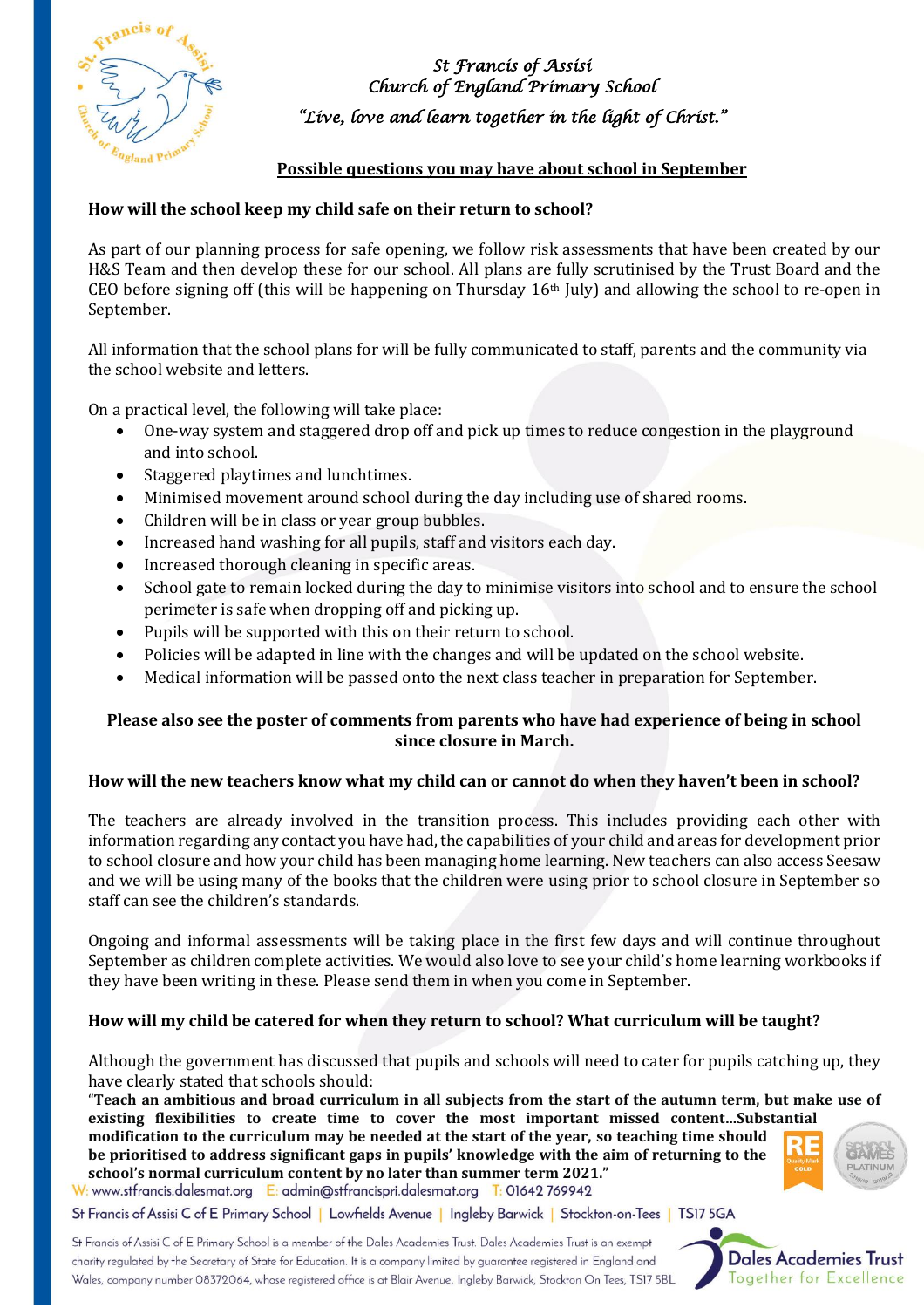# St Francis of Assisi Church of England Primary School

*"Live, love and learn together in the light of Christ."*

## Possible questions you may have about school in September

### How will the school keep my child safe on their return to school?

As part of our planning process for safe opening, we follow risk assessments that have been created by our H&S Team and then develop these for our school. All plans are fully scrutinised by the Trust Board and the CEO before signing off (this will be happening on Thursday 16th July) and allowing the school to re-open in September.

All information that the school plans for will be fully communicated to staff, parents and the community via the school website and letters.

On a practical level, the following will take place:

- One-way system and staggered drop off and pick up times to reduce congestion in the playground and into school.
- Staggered playtimes and lunchtimes.
- Minimised movement around school during the day including use of shared rooms.
- Children will be in class or year group bubbles.
- Increased hand washing for all pupils, staff and visitors each day.
- Increased thorough cleaning in specific areas.
- School gate to remain locked during the day to minimise visitors into school and to ensure the school perimeter is safe when dropping off and picking up.
- Pupils will be supported with this on their return to school.
- Policies will be adapted in line with the changes and will be updated on the school website.
- Medical information will be passed onto the next class teacher in preparation for September.

**Please also see the poster of comments from parents who have had experience of being in school since closure in March.**

### How will the new teachers know what my child can or cannot do when they haven't been in school?

The teachers are already involved in the transition process. This includes providing each other with information regarding any contact you have had, the capabilities of your child and areas for development prior to school closure and how your child has been managing home learning. New teachers can also access Seesaw and we will be using many of the books that the children were using prior to school closure in September so staff can see the children's standards.

Ongoing and informal assessments will be taking place in the first few days and will continue throughout September as children complete activities. We would also love to see your child's home learning workbooks if they have been writing in these. Please send them in when you come in September.

### How will my child be catered for when they return to school? What curriculum will be taught?

Although the government has discussed that pupils and schools will need to cater for pupils catching up, they have clearly stated that schools should:

**"Teach an ambitious and broad curriculum in all subjects from the start of the autumn term, but make use of existing flexibilities to create time to cover the most important missed content...Substantial modification to the curriculum may be needed at the start of the year, so teaching time should be prioritised to address significant gaps in pupils' knowledge with the aim of returning to the school's normal curriculum content by no later than summer term 2021."**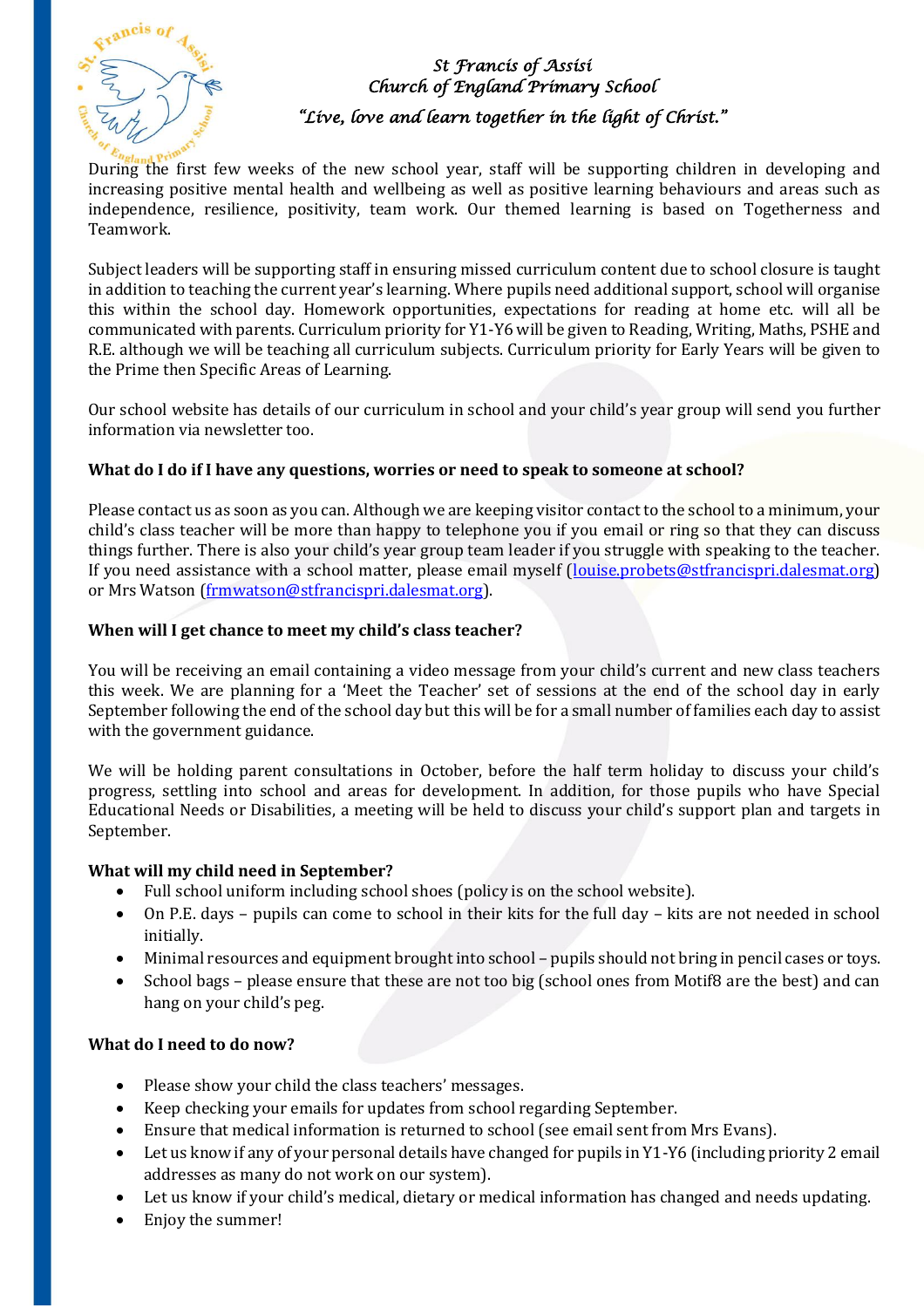St Francis of Assisi
Church of England Primary School

*"Live, love and learn together in the light of Christ."*

During the first few weeks of the new school year, staff will be supporting children in developing and increasing positive mental health and wellbeing as well as positive learning behaviours and areas such as independence, resilience, positivity, team work. Our themed learning is based on Togetherness and Teamwork.

Subject leaders will be supporting staff in ensuring missed curriculum content due to school closure is taught in addition to teaching the current year's learning. Where pupils need additional support, school will organise this within the school day. Homework opportunities, expectations for reading at home etc. will all be communicated with parents. Curriculum priority for Y1-Y6 will be given to Reading, Writing, Maths, PSHE and R.E. although we will be teaching all curriculum subjects. Curriculum priority for Early Years will be given to the Prime then Specific Areas of Learning.

Our school website has details of our curriculum in school and your child's year group will send you further information via newsletter too.

**What do I do if I have any questions, worries or need to speak to someone at school?**

Please contact us as soon as you can. Although we are keeping visitor contact to the school to a minimum, your child's class teacher will be more than happy to telephone you if you email or ring so that they can discuss things further. There is also your child's year group team leader if you struggle with speaking to the teacher. If you need assistance with a school matter, please email myself (louise.probets@stfrancispri.dalesmat.org) or Mrs Watson (frmwatson@stfrancispri.dalesmat.org).

**When will I get chance to meet my child's class teacher?**

You will be receiving an email containing a video message from your child's current and new class teachers this week. We are planning for a 'Meet the Teacher' set of sessions at the end of the school day in early September following the end of the school day but this will be for a small number of families each day to assist with the government guidance.

We will be holding parent consultations in October, before the half term holiday to discuss your child's progress, settling into school and areas for development. In addition, for those pupils who have Special Educational Needs or Disabilities, a meeting will be held to discuss your child's support plan and targets in September.

**What will my child need in September?**

- Full school uniform including school shoes (policy is on the school website).
- On P.E. days – pupils can come to school in their kits for the full day – kits are not needed in school initially.
- Minimal resources and equipment brought into school – pupils should not bring in pencil cases or toys.
- School bags – please ensure that these are not too big (school ones from Motif8 are the best) and can hang on your child's peg.

**What do I need to do now?**

- Please show your child the class teachers' messages.
- Keep checking your emails for updates from school regarding September.
- Ensure that medical information is returned to school (see email sent from Mrs Evans).
- Let us know if any of your personal details have changed for pupils in Y1-Y6 (including priority 2 email addresses as many do not work on our system).
- Let us know if your child's medical, dietary or medical information has changed and needs updating.
- Enjoy the summer!